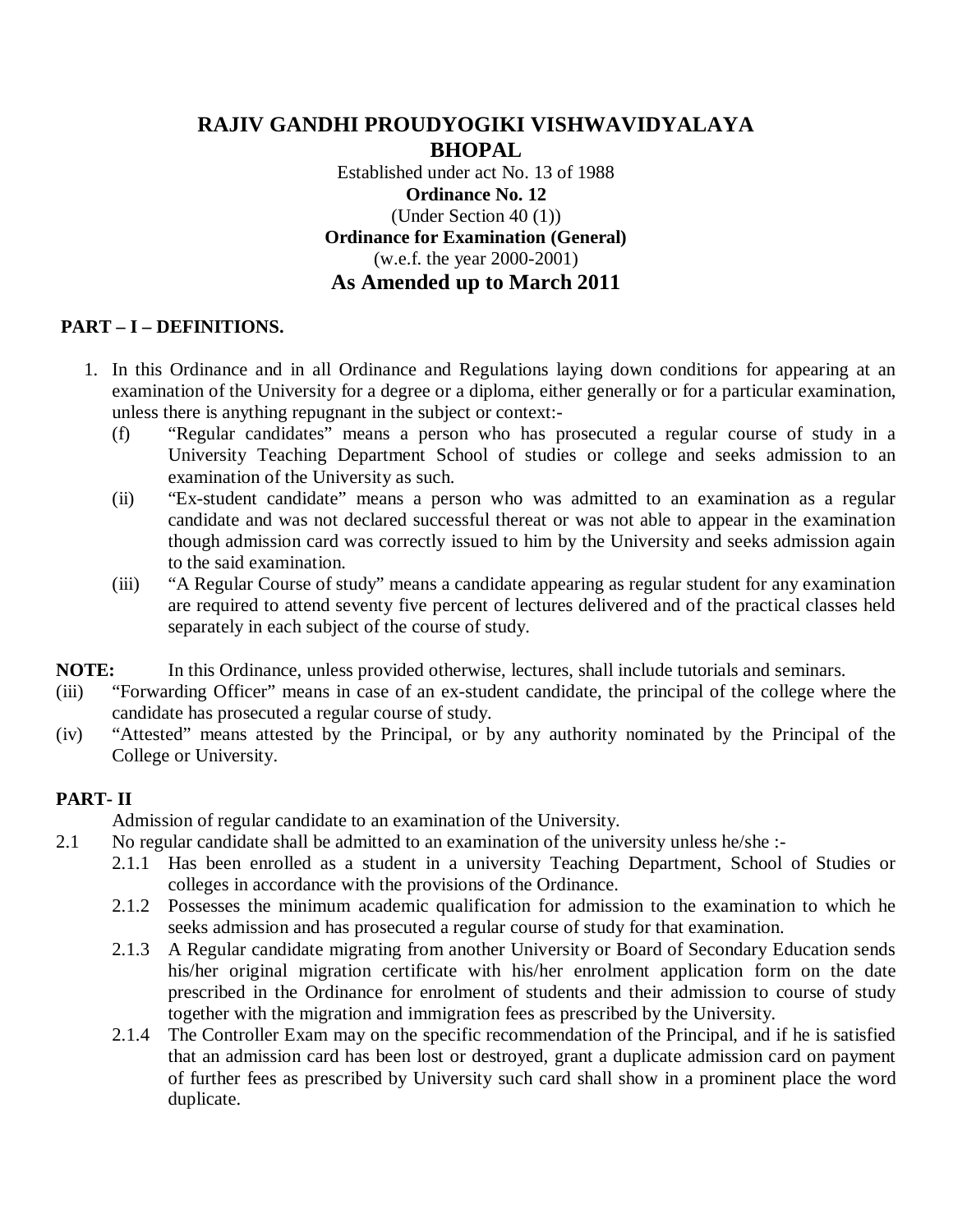# RAJIV GANDHI PROUDYOGIKI VISHWAVIDYALAYA
# BHOPAL

Established under act No. 13 of 1988

**Ordinance No. 12**

(Under Section 40 (1))

**Ordinance for Examination (General)**

(w.e.f. the year 2000-2001)

## As Amended up to March 2011

### PART – I – DEFINITIONS.

1. In this Ordinance and in all Ordinance and Regulations laying down conditions for appearing at an examination of the University for a degree or a diploma, either generally or for a particular examination, unless there is anything repugnant in the subject or context:-
   - (f) "Regular candidates" means a person who has prosecuted a regular course of study in a University Teaching Department School of studies or college and seeks admission to an examination of the University as such.
   - (ii) "Ex-student candidate" means a person who was admitted to an examination as a regular candidate and was not declared successful thereat or was not able to appear in the examination though admission card was correctly issued to him by the University and seeks admission again to the said examination.
   - (iii) "A Regular Course of study" means a candidate appearing as regular student for any examination are required to attend seventy five percent of lectures delivered and of the practical classes held separately in each subject of the course of study.

**NOTE:** In this Ordinance, unless provided otherwise, lectures, shall include tutorials and seminars.

(iii) "Forwarding Officer" means in case of an ex-student candidate, the principal of the college where the candidate has prosecuted a regular course of study.

(iv) "Attested" means attested by the Principal, or by any authority nominated by the Principal of the College or University.

### PART- II

Admission of regular candidate to an examination of the University.

2.1 No regular candidate shall be admitted to an examination of the university unless he/she :-

- 2.1.1 Has been enrolled as a student in a university Teaching Department, School of Studies or colleges in accordance with the provisions of the Ordinance.
- 2.1.2 Possesses the minimum academic qualification for admission to the examination to which he seeks admission and has prosecuted a regular course of study for that examination.
- 2.1.3 A Regular candidate migrating from another University or Board of Secondary Education sends his/her original migration certificate with his/her enrolment application form on the date prescribed in the Ordinance for enrolment of students and their admission to course of study together with the migration and immigration fees as prescribed by the University.
- 2.1.4 The Controller Exam may on the specific recommendation of the Principal, and if he is satisfied that an admission card has been lost or destroyed, grant a duplicate admission card on payment of further fees as prescribed by University such card shall show in a prominent place the word duplicate.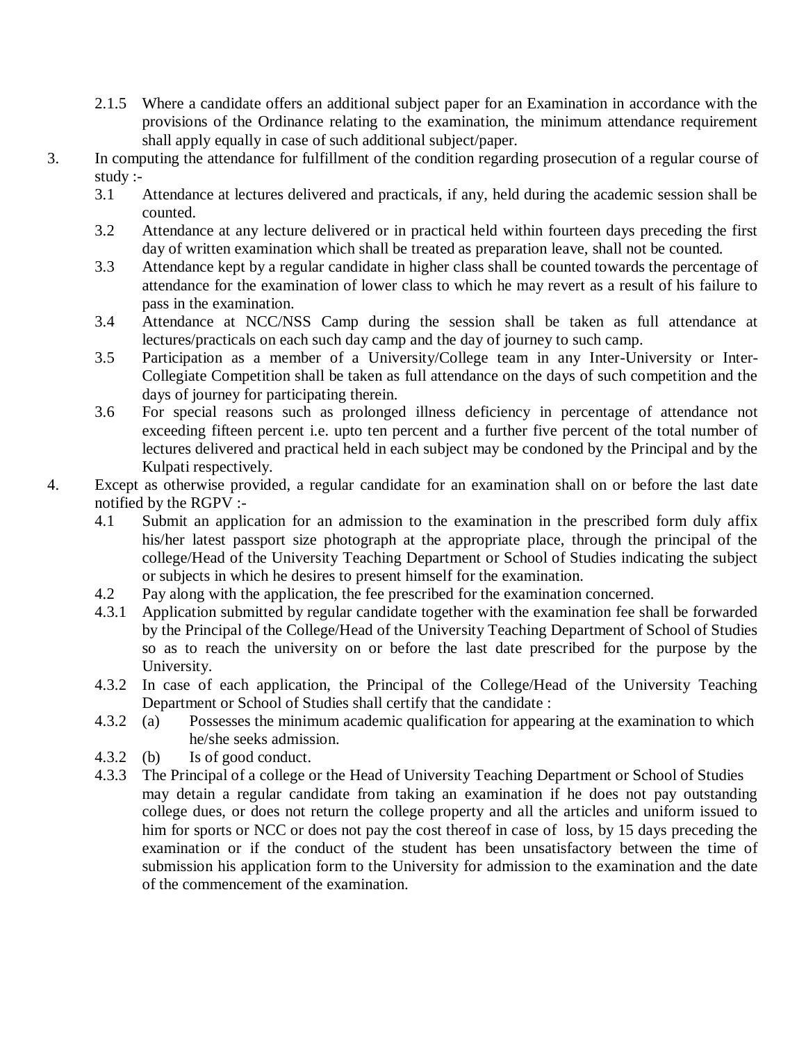2.1.5 Where a candidate offers an additional subject paper for an Examination in accordance with the provisions of the Ordinance relating to the examination, the minimum attendance requirement shall apply equally in case of such additional subject/paper.

3. In computing the attendance for fulfillment of the condition regarding prosecution of a regular course of study :-

   3.1 Attendance at lectures delivered and practicals, if any, held during the academic session shall be counted.

   3.2 Attendance at any lecture delivered or in practical held within fourteen days preceding the first day of written examination which shall be treated as preparation leave, shall not be counted.

   3.3 Attendance kept by a regular candidate in higher class shall be counted towards the percentage of attendance for the examination of lower class to which he may revert as a result of his failure to pass in the examination.

   3.4 Attendance at NCC/NSS Camp during the session shall be taken as full attendance at lectures/practicals on each such day camp and the day of journey to such camp.

   3.5 Participation as a member of a University/College team in any Inter-University or Inter-Collegiate Competition shall be taken as full attendance on the days of such competition and the days of journey for participating therein.

   3.6 For special reasons such as prolonged illness deficiency in percentage of attendance not exceeding fifteen percent i.e. upto ten percent and a further five percent of the total number of lectures delivered and practical held in each subject may be condoned by the Principal and by the Kulpati respectively.

4. Except as otherwise provided, a regular candidate for an examination shall on or before the last date notified by the RGPV :-

   4.1 Submit an application for an admission to the examination in the prescribed form duly affix his/her latest passport size photograph at the appropriate place, through the principal of the college/Head of the University Teaching Department or School of Studies indicating the subject or subjects in which he desires to present himself for the examination.

   4.2 Pay along with the application, the fee prescribed for the examination concerned.

   4.3.1 Application submitted by regular candidate together with the examination fee shall be forwarded by the Principal of the College/Head of the University Teaching Department of School of Studies so as to reach the university on or before the last date prescribed for the purpose by the University.

   4.3.2 In case of each application, the Principal of the College/Head of the University Teaching Department or School of Studies shall certify that the candidate :

   4.3.2 (a) Possesses the minimum academic qualification for appearing at the examination to which he/she seeks admission.

   4.3.2 (b) Is of good conduct.

   4.3.3 The Principal of a college or the Head of University Teaching Department or School of Studies may detain a regular candidate from taking an examination if he does not pay outstanding college dues, or does not return the college property and all the articles and uniform issued to him for sports or NCC or does not pay the cost thereof in case of loss, by 15 days preceding the examination or if the conduct of the student has been unsatisfactory between the time of submission his application form to the University for admission to the examination and the date of the commencement of the examination.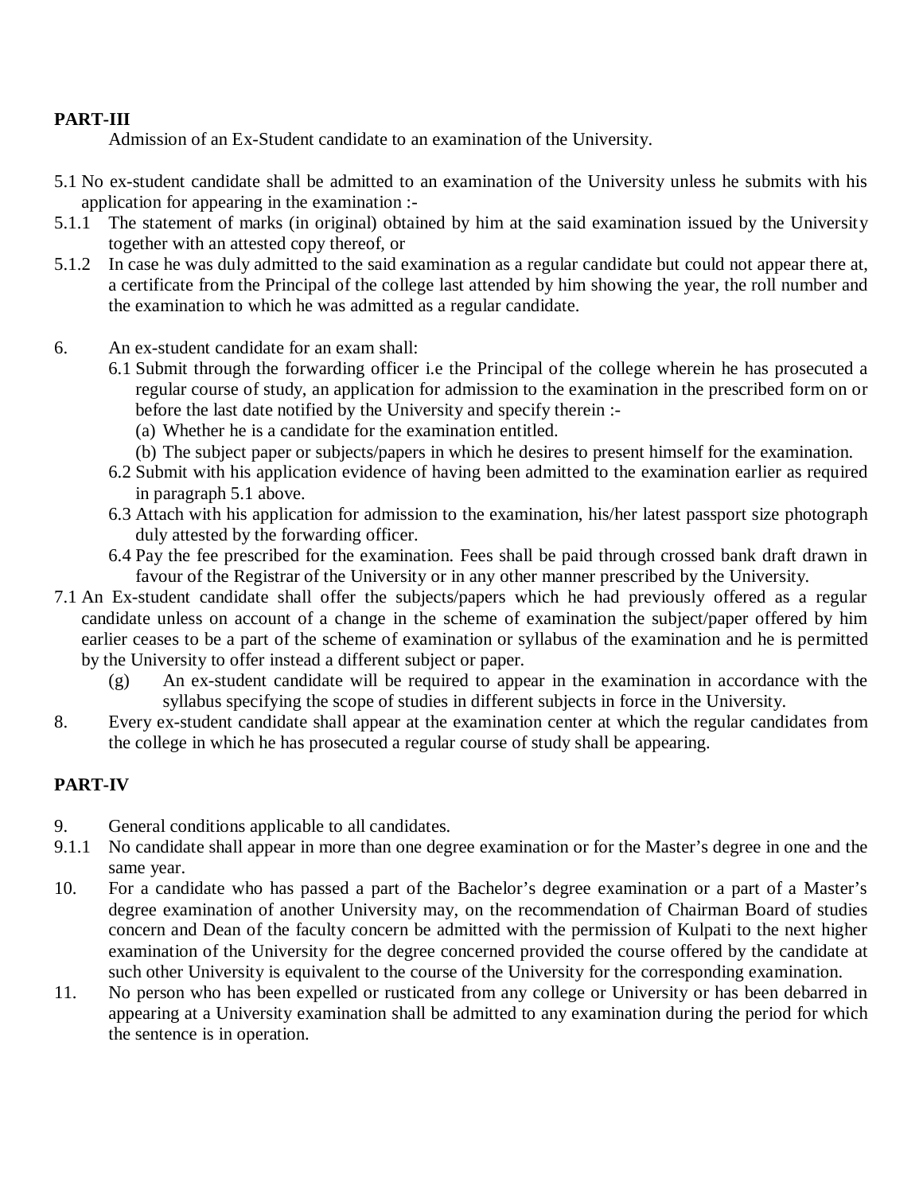**PART-III**

Admission of an Ex-Student candidate to an examination of the University.

5.1 No ex-student candidate shall be admitted to an examination of the University unless he submits with his application for appearing in the examination :-

5.1.1 The statement of marks (in original) obtained by him at the said examination issued by the University together with an attested copy thereof, or

5.1.2 In case he was duly admitted to the said examination as a regular candidate but could not appear there at, a certificate from the Principal of the college last attended by him showing the year, the roll number and the examination to which he was admitted as a regular candidate.

6. An ex-student candidate for an exam shall:

   6.1 Submit through the forwarding officer i.e the Principal of the college wherein he has prosecuted a regular course of study, an application for admission to the examination in the prescribed form on or before the last date notified by the University and specify therein :-

   (a) Whether he is a candidate for the examination entitled.

   (b) The subject paper or subjects/papers in which he desires to present himself for the examination.

   6.2 Submit with his application evidence of having been admitted to the examination earlier as required in paragraph 5.1 above.

   6.3 Attach with his application for admission to the examination, his/her latest passport size photograph duly attested by the forwarding officer.

   6.4 Pay the fee prescribed for the examination. Fees shall be paid through crossed bank draft drawn in favour of the Registrar of the University or in any other manner prescribed by the University.

7.1 An Ex-student candidate shall offer the subjects/papers which he had previously offered as a regular candidate unless on account of a change in the scheme of examination the subject/paper offered by him earlier ceases to be a part of the scheme of examination or syllabus of the examination and he is permitted by the University to offer instead a different subject or paper.

   (g) An ex-student candidate will be required to appear in the examination in accordance with the syllabus specifying the scope of studies in different subjects in force in the University.

8. Every ex-student candidate shall appear at the examination center at which the regular candidates from the college in which he has prosecuted a regular course of study shall be appearing.

**PART-IV**

9. General conditions applicable to all candidates.

9.1.1 No candidate shall appear in more than one degree examination or for the Master's degree in one and the same year.

10. For a candidate who has passed a part of the Bachelor's degree examination or a part of a Master's degree examination of another University may, on the recommendation of Chairman Board of studies concern and Dean of the faculty concern be admitted with the permission of Kulpati to the next higher examination of the University for the degree concerned provided the course offered by the candidate at such other University is equivalent to the course of the University for the corresponding examination.

11. No person who has been expelled or rusticated from any college or University or has been debarred in appearing at a University examination shall be admitted to any examination during the period for which the sentence is in operation.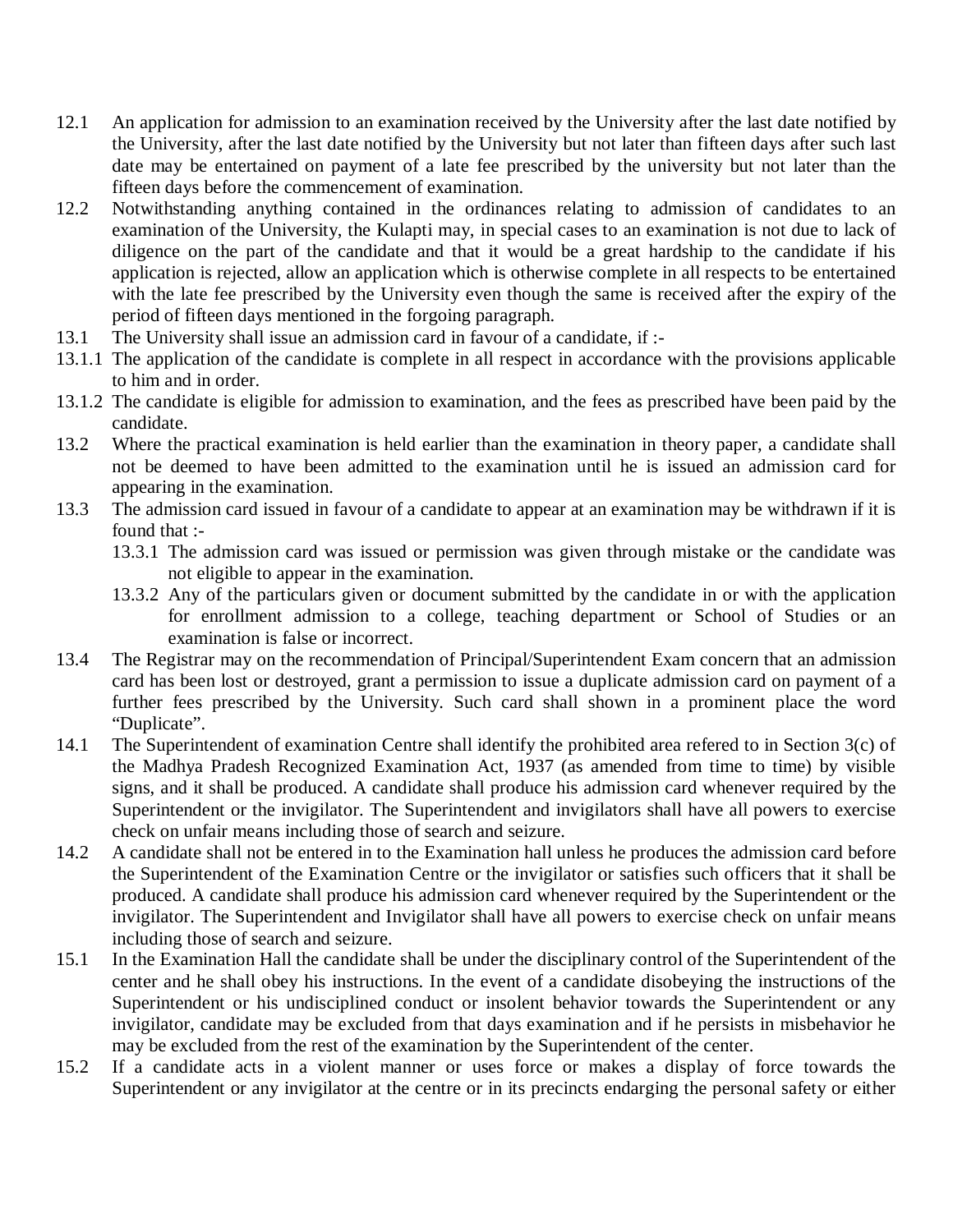12.1 An application for admission to an examination received by the University after the last date notified by the University, after the last date notified by the University but not later than fifteen days after such last date may be entertained on payment of a late fee prescribed by the university but not later than the fifteen days before the commencement of examination.

12.2 Notwithstanding anything contained in the ordinances relating to admission of candidates to an examination of the University, the Kulapti may, in special cases to an examination is not due to lack of diligence on the part of the candidate and that it would be a great hardship to the candidate if his application is rejected, allow an application which is otherwise complete in all respects to be entertained with the late fee prescribed by the University even though the same is received after the expiry of the period of fifteen days mentioned in the forgoing paragraph.

13.1 The University shall issue an admission card in favour of a candidate, if :-

13.1.1 The application of the candidate is complete in all respect in accordance with the provisions applicable to him and in order.

13.1.2 The candidate is eligible for admission to examination, and the fees as prescribed have been paid by the candidate.

13.2 Where the practical examination is held earlier than the examination in theory paper, a candidate shall not be deemed to have been admitted to the examination until he is issued an admission card for appearing in the examination.

13.3 The admission card issued in favour of a candidate to appear at an examination may be withdrawn if it is found that :-

- 13.3.1 The admission card was issued or permission was given through mistake or the candidate was not eligible to appear in the examination.
- 13.3.2 Any of the particulars given or document submitted by the candidate in or with the application for enrollment admission to a college, teaching department or School of Studies or an examination is false or incorrect.

13.4 The Registrar may on the recommendation of Principal/Superintendent Exam concern that an admission card has been lost or destroyed, grant a permission to issue a duplicate admission card on payment of a further fees prescribed by the University. Such card shall shown in a prominent place the word "Duplicate".

14.1 The Superintendent of examination Centre shall identify the prohibited area refered to in Section 3(c) of the Madhya Pradesh Recognized Examination Act, 1937 (as amended from time to time) by visible signs, and it shall be produced. A candidate shall produce his admission card whenever required by the Superintendent or the invigilator. The Superintendent and invigilators shall have all powers to exercise check on unfair means including those of search and seizure.

14.2 A candidate shall not be entered in to the Examination hall unless he produces the admission card before the Superintendent of the Examination Centre or the invigilator or satisfies such officers that it shall be produced. A candidate shall produce his admission card whenever required by the Superintendent or the invigilator. The Superintendent and Invigilator shall have all powers to exercise check on unfair means including those of search and seizure.

15.1 In the Examination Hall the candidate shall be under the disciplinary control of the Superintendent of the center and he shall obey his instructions. In the event of a candidate disobeying the instructions of the Superintendent or his undisciplined conduct or insolent behavior towards the Superintendent or any invigilator, candidate may be excluded from that days examination and if he persists in misbehavior he may be excluded from the rest of the examination by the Superintendent of the center.

15.2 If a candidate acts in a violent manner or uses force or makes a display of force towards the Superintendent or any invigilator at the centre or in its precincts endarging the personal safety or either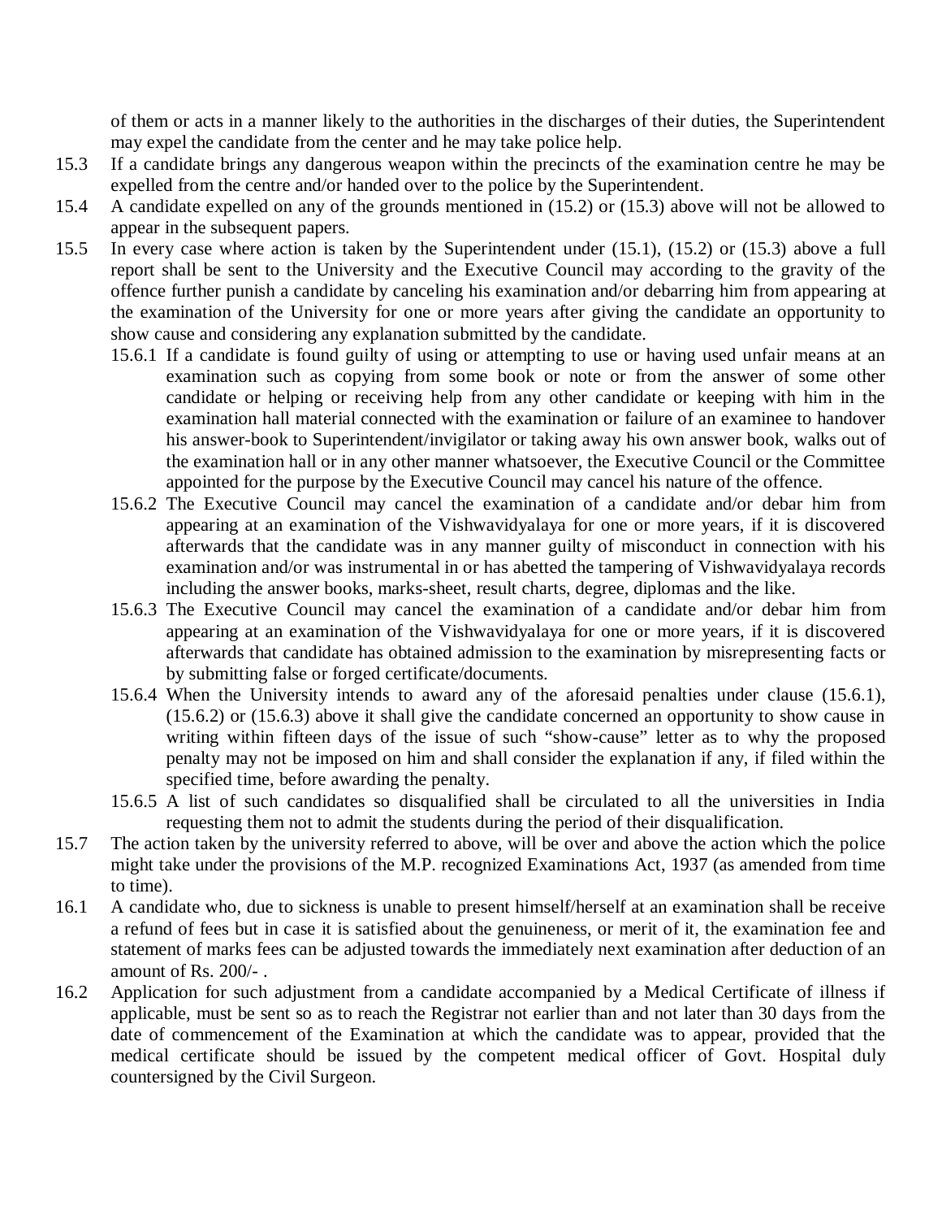of them or acts in a manner likely to the authorities in the discharges of their duties, the Superintendent may expel the candidate from the center and he may take police help.

15.3 If a candidate brings any dangerous weapon within the precincts of the examination centre he may be expelled from the centre and/or handed over to the police by the Superintendent.

15.4 A candidate expelled on any of the grounds mentioned in (15.2) or (15.3) above will not be allowed to appear in the subsequent papers.

15.5 In every case where action is taken by the Superintendent under (15.1), (15.2) or (15.3) above a full report shall be sent to the University and the Executive Council may according to the gravity of the offence further punish a candidate by canceling his examination and/or debarring him from appearing at the examination of the University for one or more years after giving the candidate an opportunity to show cause and considering any explanation submitted by the candidate.

15.6.1 If a candidate is found guilty of using or attempting to use or having used unfair means at an examination such as copying from some book or note or from the answer of some other candidate or helping or receiving help from any other candidate or keeping with him in the examination hall material connected with the examination or failure of an examinee to handover his answer-book to Superintendent/invigilator or taking away his own answer book, walks out of the examination hall or in any other manner whatsoever, the Executive Council or the Committee appointed for the purpose by the Executive Council may cancel his nature of the offence.

15.6.2 The Executive Council may cancel the examination of a candidate and/or debar him from appearing at an examination of the Vishwavidyalaya for one or more years, if it is discovered afterwards that the candidate was in any manner guilty of misconduct in connection with his examination and/or was instrumental in or has abetted the tampering of Vishwavidyalaya records including the answer books, marks-sheet, result charts, degree, diplomas and the like.

15.6.3 The Executive Council may cancel the examination of a candidate and/or debar him from appearing at an examination of the Vishwavidyalaya for one or more years, if it is discovered afterwards that candidate has obtained admission to the examination by misrepresenting facts or by submitting false or forged certificate/documents.

15.6.4 When the University intends to award any of the aforesaid penalties under clause (15.6.1), (15.6.2) or (15.6.3) above it shall give the candidate concerned an opportunity to show cause in writing within fifteen days of the issue of such "show-cause" letter as to why the proposed penalty may not be imposed on him and shall consider the explanation if any, if filed within the specified time, before awarding the penalty.

15.6.5 A list of such candidates so disqualified shall be circulated to all the universities in India requesting them not to admit the students during the period of their disqualification.

15.7 The action taken by the university referred to above, will be over and above the action which the police might take under the provisions of the M.P. recognized Examinations Act, 1937 (as amended from time to time).

16.1 A candidate who, due to sickness is unable to present himself/herself at an examination shall be receive a refund of fees but in case it is satisfied about the genuineness, or merit of it, the examination fee and statement of marks fees can be adjusted towards the immediately next examination after deduction of an amount of Rs. 200/- .

16.2 Application for such adjustment from a candidate accompanied by a Medical Certificate of illness if applicable, must be sent so as to reach the Registrar not earlier than and not later than 30 days from the date of commencement of the Examination at which the candidate was to appear, provided that the medical certificate should be issued by the competent medical officer of Govt. Hospital duly countersigned by the Civil Surgeon.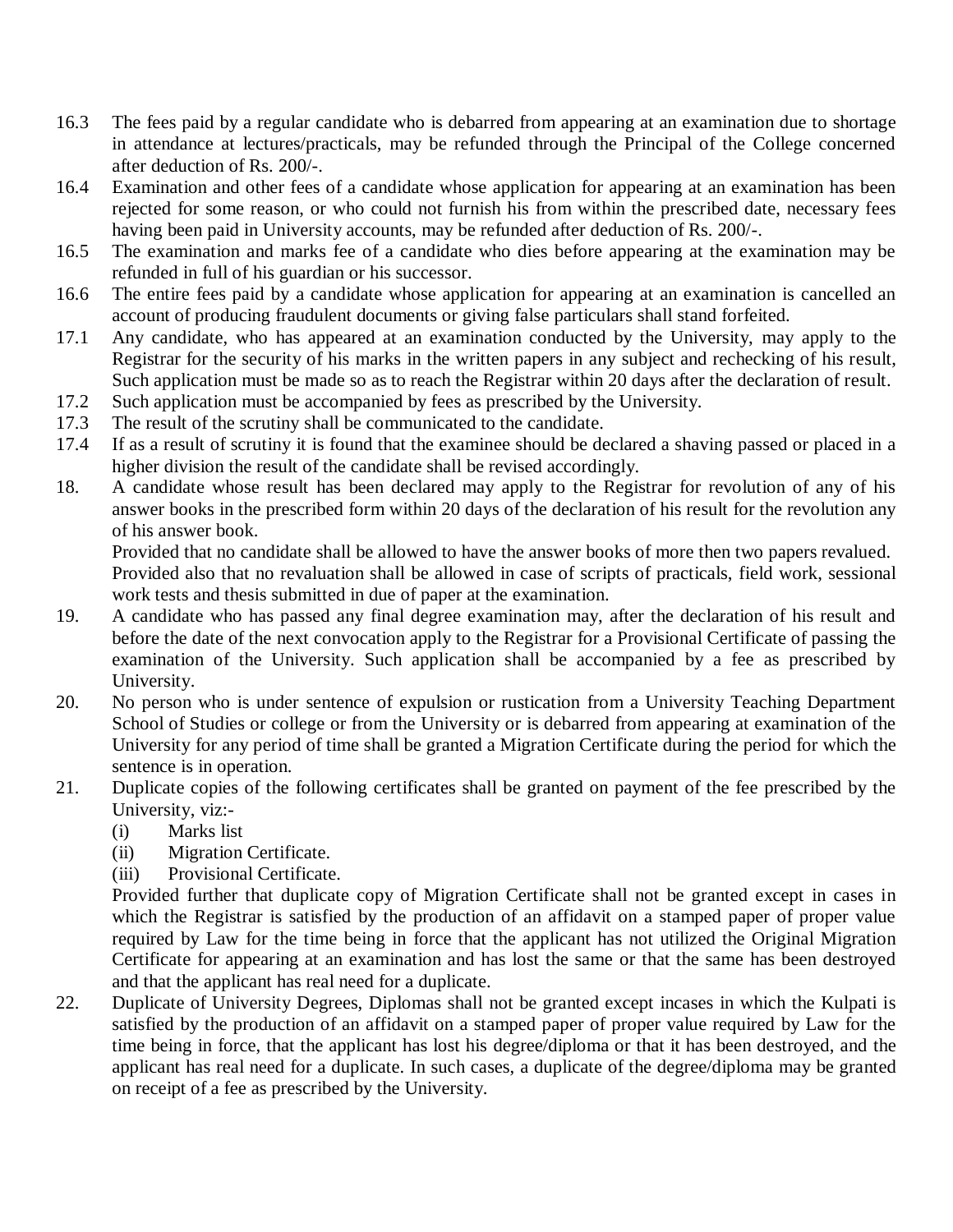16.3 The fees paid by a regular candidate who is debarred from appearing at an examination due to shortage in attendance at lectures/practicals, may be refunded through the Principal of the College concerned after deduction of Rs. 200/-.

16.4 Examination and other fees of a candidate whose application for appearing at an examination has been rejected for some reason, or who could not furnish his from within the prescribed date, necessary fees having been paid in University accounts, may be refunded after deduction of Rs. 200/-.

16.5 The examination and marks fee of a candidate who dies before appearing at the examination may be refunded in full of his guardian or his successor.

16.6 The entire fees paid by a candidate whose application for appearing at an examination is cancelled an account of producing fraudulent documents or giving false particulars shall stand forfeited.

17.1 Any candidate, who has appeared at an examination conducted by the University, may apply to the Registrar for the security of his marks in the written papers in any subject and rechecking of his result, Such application must be made so as to reach the Registrar within 20 days after the declaration of result.

17.2 Such application must be accompanied by fees as prescribed by the University.

17.3 The result of the scrutiny shall be communicated to the candidate.

17.4 If as a result of scrutiny it is found that the examinee should be declared a shaving passed or placed in a higher division the result of the candidate shall be revised accordingly.

18. A candidate whose result has been declared may apply to the Registrar for revolution of any of his answer books in the prescribed form within 20 days of the declaration of his result for the revolution any of his answer book.

    Provided that no candidate shall be allowed to have the answer books of more then two papers revalued.

    Provided also that no revaluation shall be allowed in case of scripts of practicals, field work, sessional work tests and thesis submitted in due of paper at the examination.

19. A candidate who has passed any final degree examination may, after the declaration of his result and before the date of the next convocation apply to the Registrar for a Provisional Certificate of passing the examination of the University. Such application shall be accompanied by a fee as prescribed by University.

20. No person who is under sentence of expulsion or rustication from a University Teaching Department School of Studies or college or from the University or is debarred from appearing at examination of the University for any period of time shall be granted a Migration Certificate during the period for which the sentence is in operation.

21. Duplicate copies of the following certificates shall be granted on payment of the fee prescribed by the University, viz:-

    (i) Marks list
    (ii) Migration Certificate.
    (iii) Provisional Certificate.

    Provided further that duplicate copy of Migration Certificate shall not be granted except in cases in which the Registrar is satisfied by the production of an affidavit on a stamped paper of proper value required by Law for the time being in force that the applicant has not utilized the Original Migration Certificate for appearing at an examination and has lost the same or that the same has been destroyed and that the applicant has real need for a duplicate.

22. Duplicate of University Degrees, Diplomas shall not be granted except incases in which the Kulpati is satisfied by the production of an affidavit on a stamped paper of proper value required by Law for the time being in force, that the applicant has lost his degree/diploma or that it has been destroyed, and the applicant has real need for a duplicate. In such cases, a duplicate of the degree/diploma may be granted on receipt of a fee as prescribed by the University.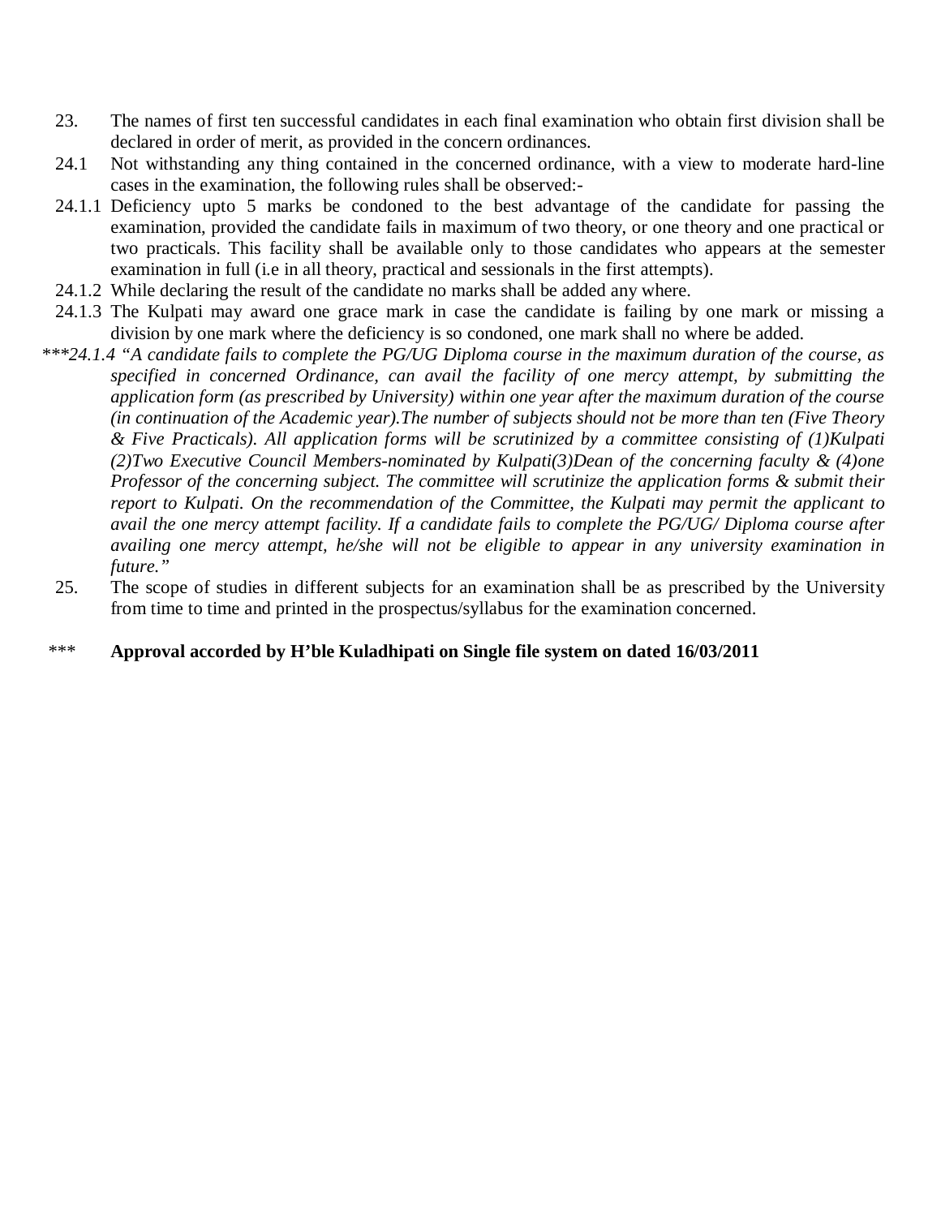23. The names of first ten successful candidates in each final examination who obtain first division shall be declared in order of merit, as provided in the concern ordinances.

24.1 Not withstanding any thing contained in the concerned ordinance, with a view to moderate hard-line cases in the examination, the following rules shall be observed:-

24.1.1 Deficiency upto 5 marks be condoned to the best advantage of the candidate for passing the examination, provided the candidate fails in maximum of two theory, or one theory and one practical or two practicals. This facility shall be available only to those candidates who appears at the semester examination in full (i.e in all theory, practical and sessionals in the first attempts).

24.1.2 While declaring the result of the candidate no marks shall be added any where.

24.1.3 The Kulpati may award one grace mark in case the candidate is failing by one mark or missing a division by one mark where the deficiency is so condoned, one mark shall no where be added.

****24.1.4 "A candidate fails to complete the PG/UG Diploma course in the maximum duration of the course, as specified in concerned Ordinance, can avail the facility of one mercy attempt, by submitting the application form (as prescribed by University) within one year after the maximum duration of the course (in continuation of the Academic year).The number of subjects should not be more than ten (Five Theory & Five Practicals). All application forms will be scrutinized by a committee consisting of (1)Kulpati (2)Two Executive Council Members-nominated by Kulpati(3)Dean of the concerning faculty & (4)one Professor of the concerning subject. The committee will scrutinize the application forms & submit their report to Kulpati. On the recommendation of the Committee, the Kulpati may permit the applicant to avail the one mercy attempt facility. If a candidate fails to complete the PG/UG/ Diploma course after availing one mercy attempt, he/she will not be eligible to appear in any university examination in future."*

25. The scope of studies in different subjects for an examination shall be as prescribed by the University from time to time and printed in the prospectus/syllabus for the examination concerned.

*** **Approval accorded by H'ble Kuladhipati on Single file system on dated 16/03/2011**